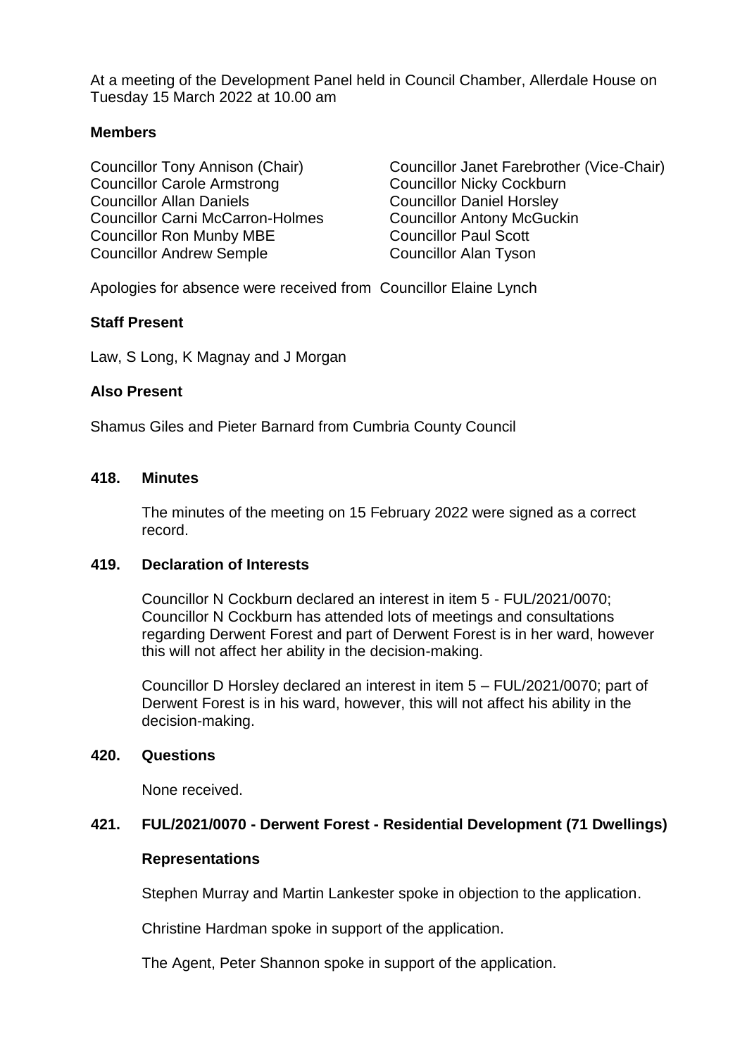At a meeting of the Development Panel held in Council Chamber, Allerdale House on Tuesday 15 March 2022 at 10.00 am

**Members**

Councillor Tony Annison (Chair)
Councillor Janet Farebrother (Vice-Chair)
Councillor Carole Armstrong
Councillor Nicky Cockburn
Councillor Allan Daniels
Councillor Daniel Horsley
Councillor Carni McCarron-Holmes
Councillor Antony McGuckin
Councillor Ron Munby MBE
Councillor Paul Scott
Councillor Andrew Semple
Councillor Alan Tyson

Apologies for absence were received from Councillor Elaine Lynch

**Staff Present**

Law, S Long, K Magnay and J Morgan

**Also Present**

Shamus Giles and Pieter Barnard from Cumbria County Council

**418. Minutes**

The minutes of the meeting on 15 February 2022 were signed as a correct record.

**419. Declaration of Interests**

Councillor N Cockburn declared an interest in item 5 - FUL/2021/0070; Councillor N Cockburn has attended lots of meetings and consultations regarding Derwent Forest and part of Derwent Forest is in her ward, however this will not affect her ability in the decision-making.

Councillor D Horsley declared an interest in item 5 – FUL/2021/0070; part of Derwent Forest is in his ward, however, this will not affect his ability in the decision-making.

**420. Questions**

None received.

**421. FUL/2021/0070 - Derwent Forest - Residential Development (71 Dwellings)**

**Representations**

Stephen Murray and Martin Lankester spoke in objection to the application.

Christine Hardman spoke in support of the application.

The Agent, Peter Shannon spoke in support of the application.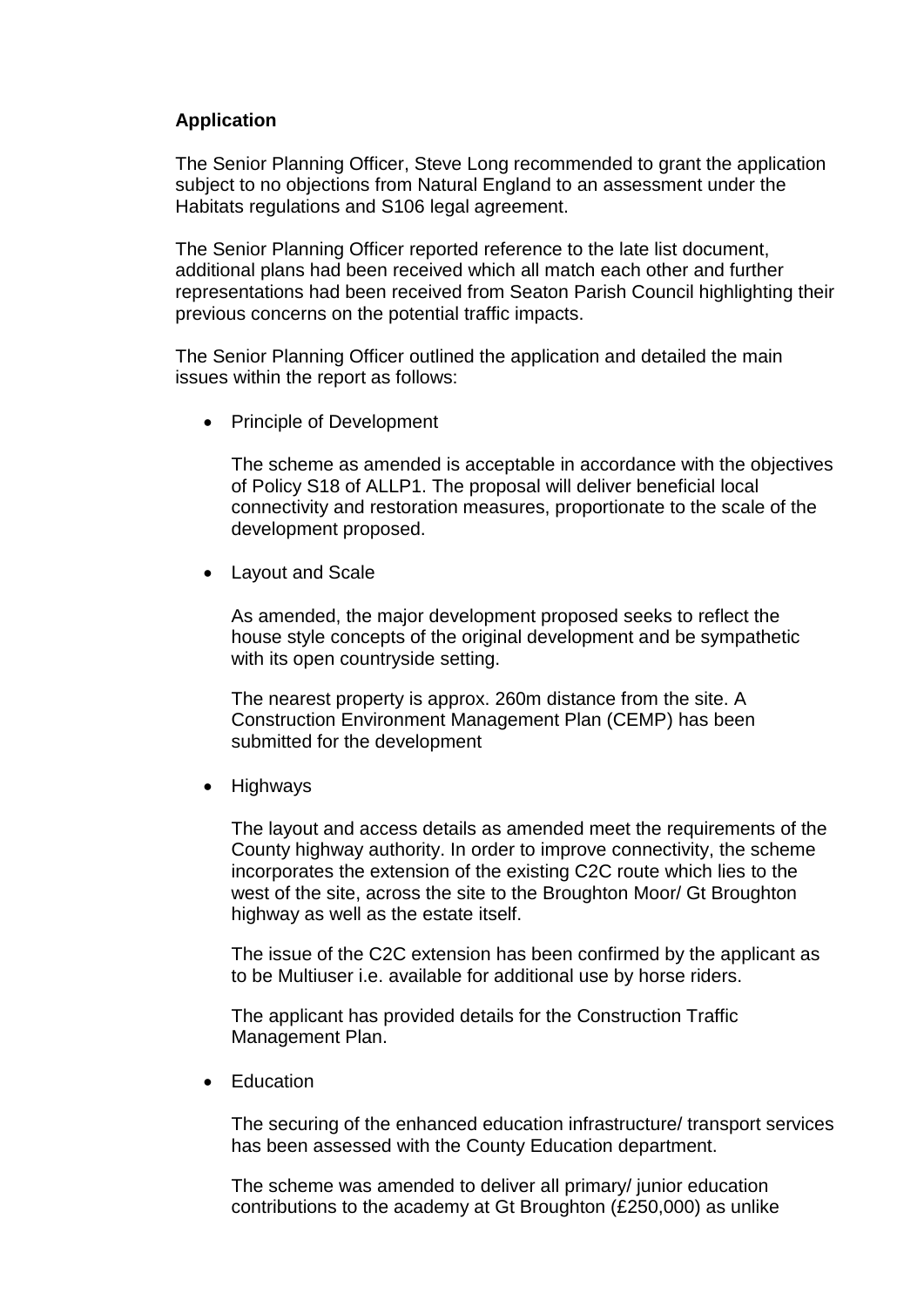**Application**

The Senior Planning Officer, Steve Long recommended to grant the application subject to no objections from Natural England to an assessment under the Habitats regulations and S106 legal agreement.

The Senior Planning Officer reported reference to the late list document, additional plans had been received which all match each other and further representations had been received from Seaton Parish Council highlighting their previous concerns on the potential traffic impacts.

The Senior Planning Officer outlined the application and detailed the main issues within the report as follows:

- Principle of Development

  The scheme as amended is acceptable in accordance with the objectives of Policy S18 of ALLP1. The proposal will deliver beneficial local connectivity and restoration measures, proportionate to the scale of the development proposed.

- Layout and Scale

  As amended, the major development proposed seeks to reflect the house style concepts of the original development and be sympathetic with its open countryside setting.

  The nearest property is approx. 260m distance from the site. A Construction Environment Management Plan (CEMP) has been submitted for the development

- Highways

  The layout and access details as amended meet the requirements of the County highway authority. In order to improve connectivity, the scheme incorporates the extension of the existing C2C route which lies to the west of the site, across the site to the Broughton Moor/ Gt Broughton highway as well as the estate itself.

  The issue of the C2C extension has been confirmed by the applicant as to be Multiuser i.e. available for additional use by horse riders.

  The applicant has provided details for the Construction Traffic Management Plan.

- Education

  The securing of the enhanced education infrastructure/ transport services has been assessed with the County Education department.

  The scheme was amended to deliver all primary/ junior education contributions to the academy at Gt Broughton (£250,000) as unlike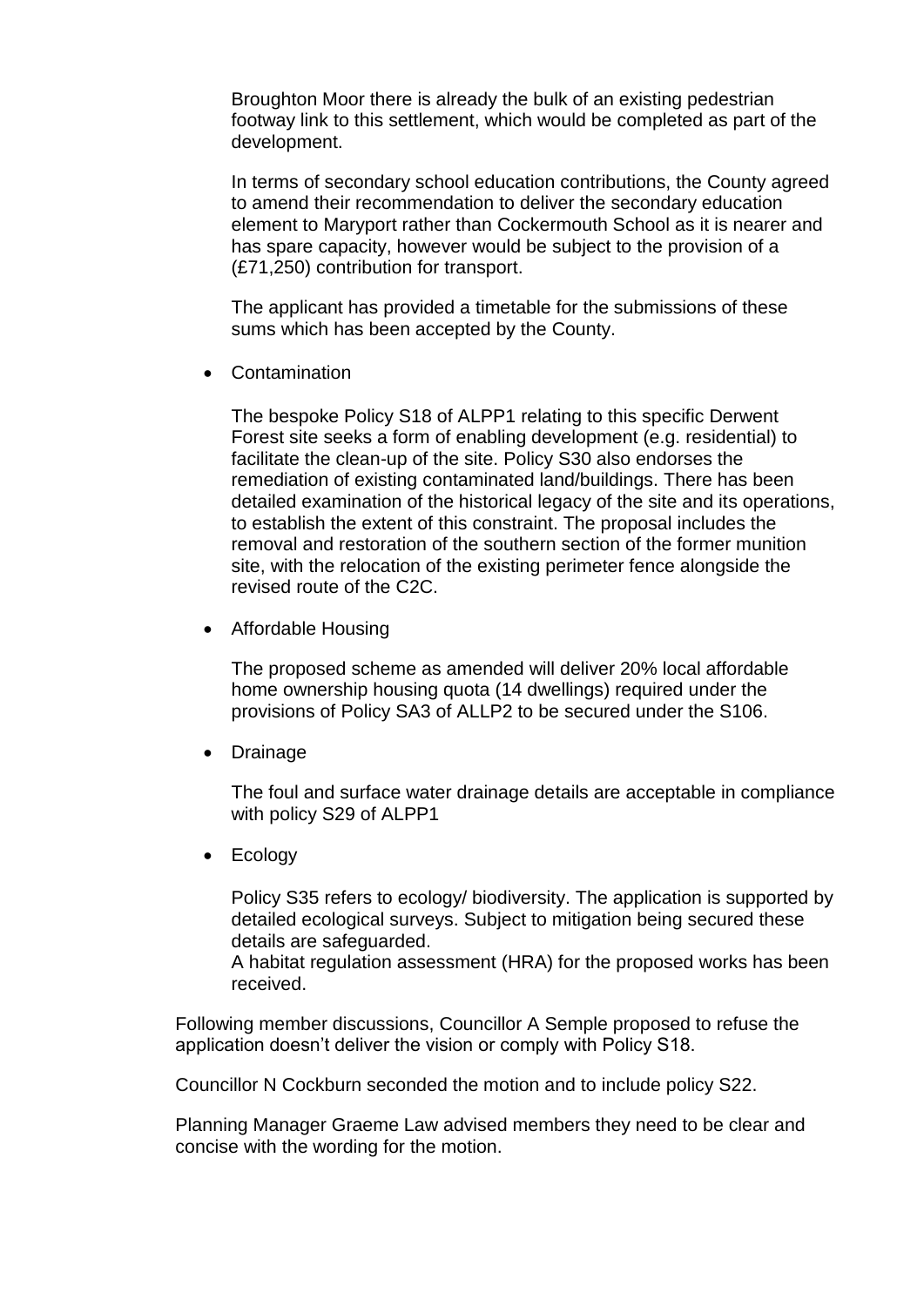Broughton Moor there is already the bulk of an existing pedestrian footway link to this settlement, which would be completed as part of the development.

In terms of secondary school education contributions, the County agreed to amend their recommendation to deliver the secondary education element to Maryport rather than Cockermouth School as it is nearer and has spare capacity, however would be subject to the provision of a (£71,250) contribution for transport.

The applicant has provided a timetable for the submissions of these sums which has been accepted by the County.

- Contamination

  The bespoke Policy S18 of ALPP1 relating to this specific Derwent Forest site seeks a form of enabling development (e.g. residential) to facilitate the clean-up of the site. Policy S30 also endorses the remediation of existing contaminated land/buildings. There has been detailed examination of the historical legacy of the site and its operations, to establish the extent of this constraint. The proposal includes the removal and restoration of the southern section of the former munition site, with the relocation of the existing perimeter fence alongside the revised route of the C2C.

- Affordable Housing

  The proposed scheme as amended will deliver 20% local affordable home ownership housing quota (14 dwellings) required under the provisions of Policy SA3 of ALLP2 to be secured under the S106.

- Drainage

  The foul and surface water drainage details are acceptable in compliance with policy S29 of ALPP1

- Ecology

  Policy S35 refers to ecology/ biodiversity. The application is supported by detailed ecological surveys. Subject to mitigation being secured these details are safeguarded.
  A habitat regulation assessment (HRA) for the proposed works has been received.

Following member discussions, Councillor A Semple proposed to refuse the application doesn't deliver the vision or comply with Policy S18.

Councillor N Cockburn seconded the motion and to include policy S22.

Planning Manager Graeme Law advised members they need to be clear and concise with the wording for the motion.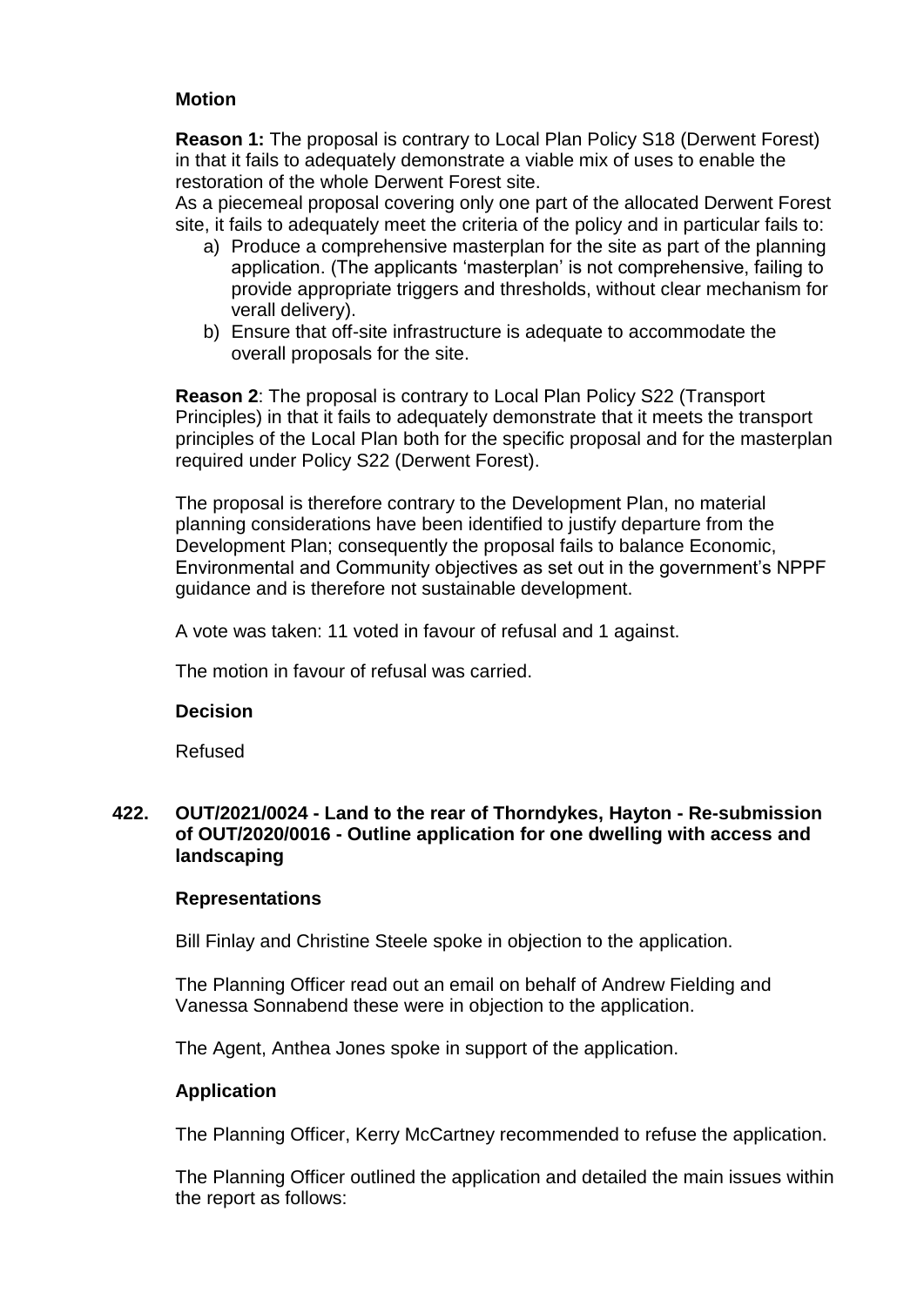### Motion

**Reason 1:** The proposal is contrary to Local Plan Policy S18 (Derwent Forest) in that it fails to adequately demonstrate a viable mix of uses to enable the restoration of the whole Derwent Forest site.

As a piecemeal proposal covering only one part of the allocated Derwent Forest site, it fails to adequately meet the criteria of the policy and in particular fails to:

a) Produce a comprehensive masterplan for the site as part of the planning application. (The applicants 'masterplan' is not comprehensive, failing to provide appropriate triggers and thresholds, without clear mechanism for verall delivery).
b) Ensure that off-site infrastructure is adequate to accommodate the overall proposals for the site.

**Reason 2**: The proposal is contrary to Local Plan Policy S22 (Transport Principles) in that it fails to adequately demonstrate that it meets the transport principles of the Local Plan both for the specific proposal and for the masterplan required under Policy S22 (Derwent Forest).

The proposal is therefore contrary to the Development Plan, no material planning considerations have been identified to justify departure from the Development Plan; consequently the proposal fails to balance Economic, Environmental and Community objectives as set out in the government's NPPF guidance and is therefore not sustainable development.

A vote was taken: 11 voted in favour of refusal and 1 against.

The motion in favour of refusal was carried.

### Decision

Refused

## 422. OUT/2021/0024 - Land to the rear of Thorndykes, Hayton - Re-submission of OUT/2020/0016 - Outline application for one dwelling with access and landscaping

### Representations

Bill Finlay and Christine Steele spoke in objection to the application.

The Planning Officer read out an email on behalf of Andrew Fielding and Vanessa Sonnabend these were in objection to the application.

The Agent, Anthea Jones spoke in support of the application.

### Application

The Planning Officer, Kerry McCartney recommended to refuse the application.

The Planning Officer outlined the application and detailed the main issues within the report as follows: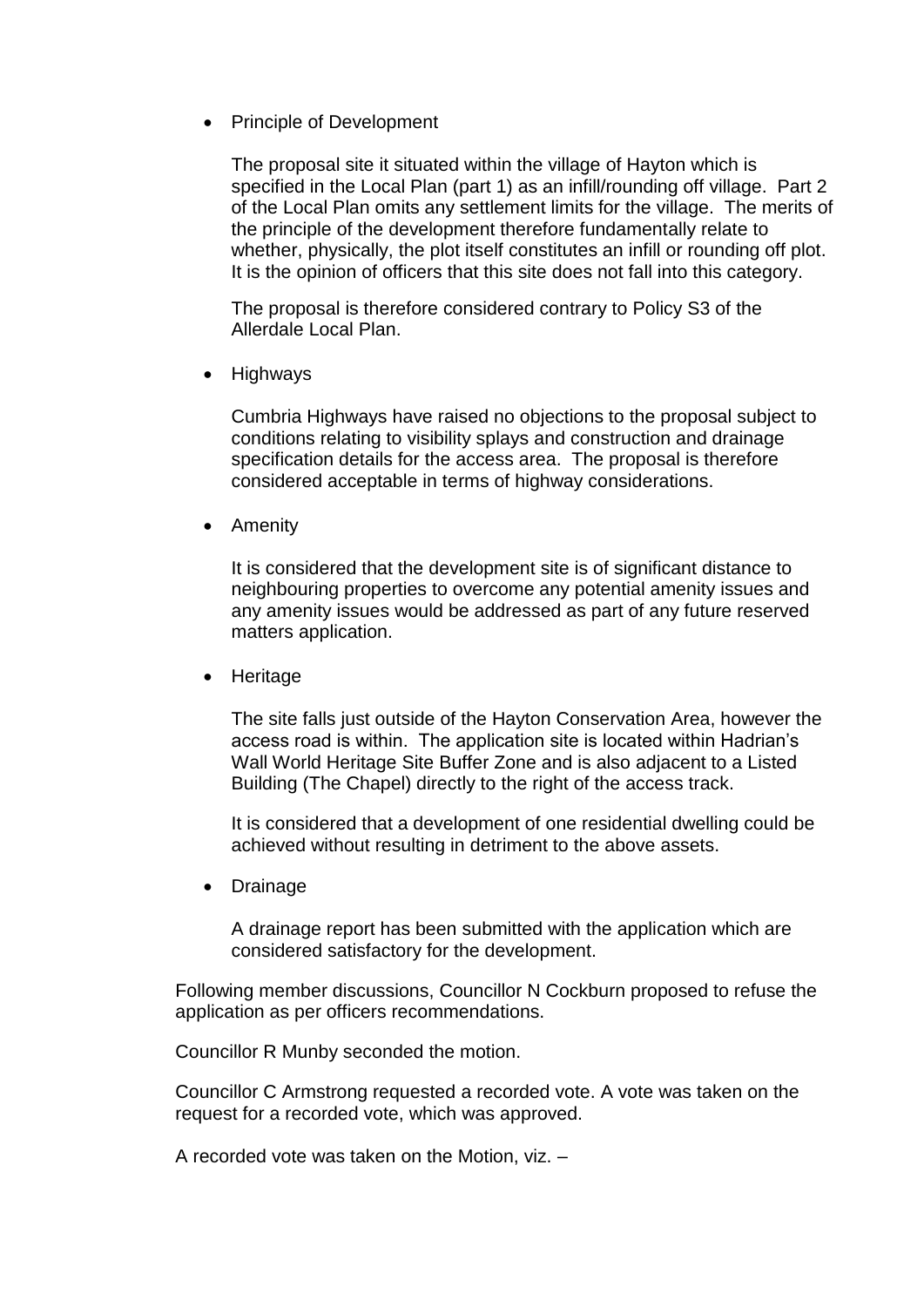- Principle of Development

  The proposal site it situated within the village of Hayton which is specified in the Local Plan (part 1) as an infill/rounding off village. Part 2 of the Local Plan omits any settlement limits for the village. The merits of the principle of the development therefore fundamentally relate to whether, physically, the plot itself constitutes an infill or rounding off plot. It is the opinion of officers that this site does not fall into this category.

  The proposal is therefore considered contrary to Policy S3 of the Allerdale Local Plan.

- Highways

  Cumbria Highways have raised no objections to the proposal subject to conditions relating to visibility splays and construction and drainage specification details for the access area. The proposal is therefore considered acceptable in terms of highway considerations.

- Amenity

  It is considered that the development site is of significant distance to neighbouring properties to overcome any potential amenity issues and any amenity issues would be addressed as part of any future reserved matters application.

- Heritage

  The site falls just outside of the Hayton Conservation Area, however the access road is within. The application site is located within Hadrian's Wall World Heritage Site Buffer Zone and is also adjacent to a Listed Building (The Chapel) directly to the right of the access track.

  It is considered that a development of one residential dwelling could be achieved without resulting in detriment to the above assets.

- Drainage

  A drainage report has been submitted with the application which are considered satisfactory for the development.

Following member discussions, Councillor N Cockburn proposed to refuse the application as per officers recommendations.

Councillor R Munby seconded the motion.

Councillor C Armstrong requested a recorded vote. A vote was taken on the request for a recorded vote, which was approved.

A recorded vote was taken on the Motion, viz. –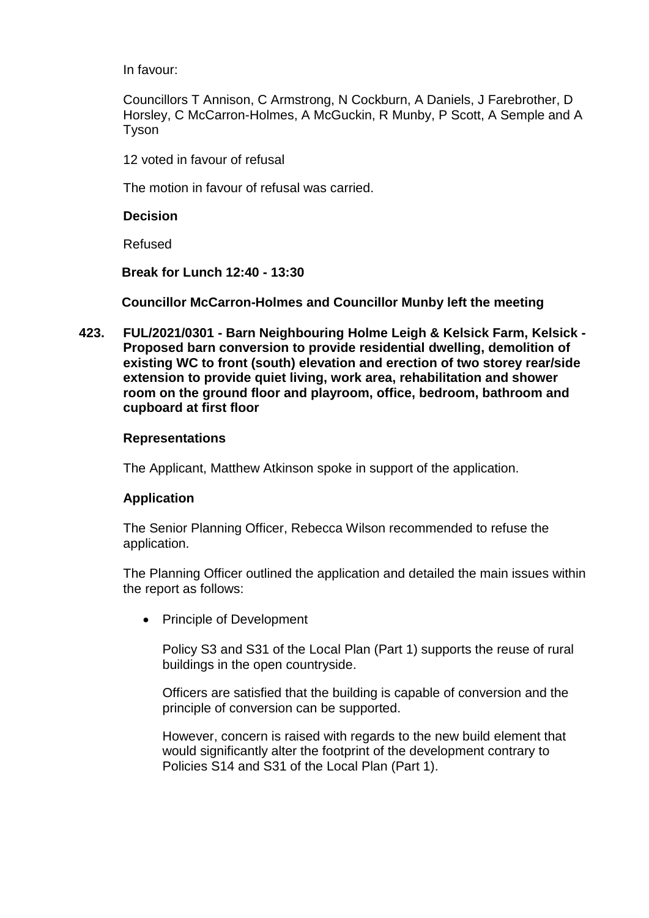In favour:

Councillors T Annison, C Armstrong, N Cockburn, A Daniels, J Farebrother, D Horsley, C McCarron-Holmes, A McGuckin, R Munby, P Scott, A Semple and A Tyson

12 voted in favour of refusal

The motion in favour of refusal was carried.

**Decision**

Refused

**Break for Lunch 12:40 - 13:30**

**Councillor McCarron-Holmes and Councillor Munby left the meeting**

**423. FUL/2021/0301 - Barn Neighbouring Holme Leigh & Kelsick Farm, Kelsick - Proposed barn conversion to provide residential dwelling, demolition of existing WC to front (south) elevation and erection of two storey rear/side extension to provide quiet living, work area, rehabilitation and shower room on the ground floor and playroom, office, bedroom, bathroom and cupboard at first floor**

**Representations**

The Applicant, Matthew Atkinson spoke in support of the application.

**Application**

The Senior Planning Officer, Rebecca Wilson recommended to refuse the application.

The Planning Officer outlined the application and detailed the main issues within the report as follows:

- Principle of Development

  Policy S3 and S31 of the Local Plan (Part 1) supports the reuse of rural buildings in the open countryside.

  Officers are satisfied that the building is capable of conversion and the principle of conversion can be supported.

  However, concern is raised with regards to the new build element that would significantly alter the footprint of the development contrary to Policies S14 and S31 of the Local Plan (Part 1).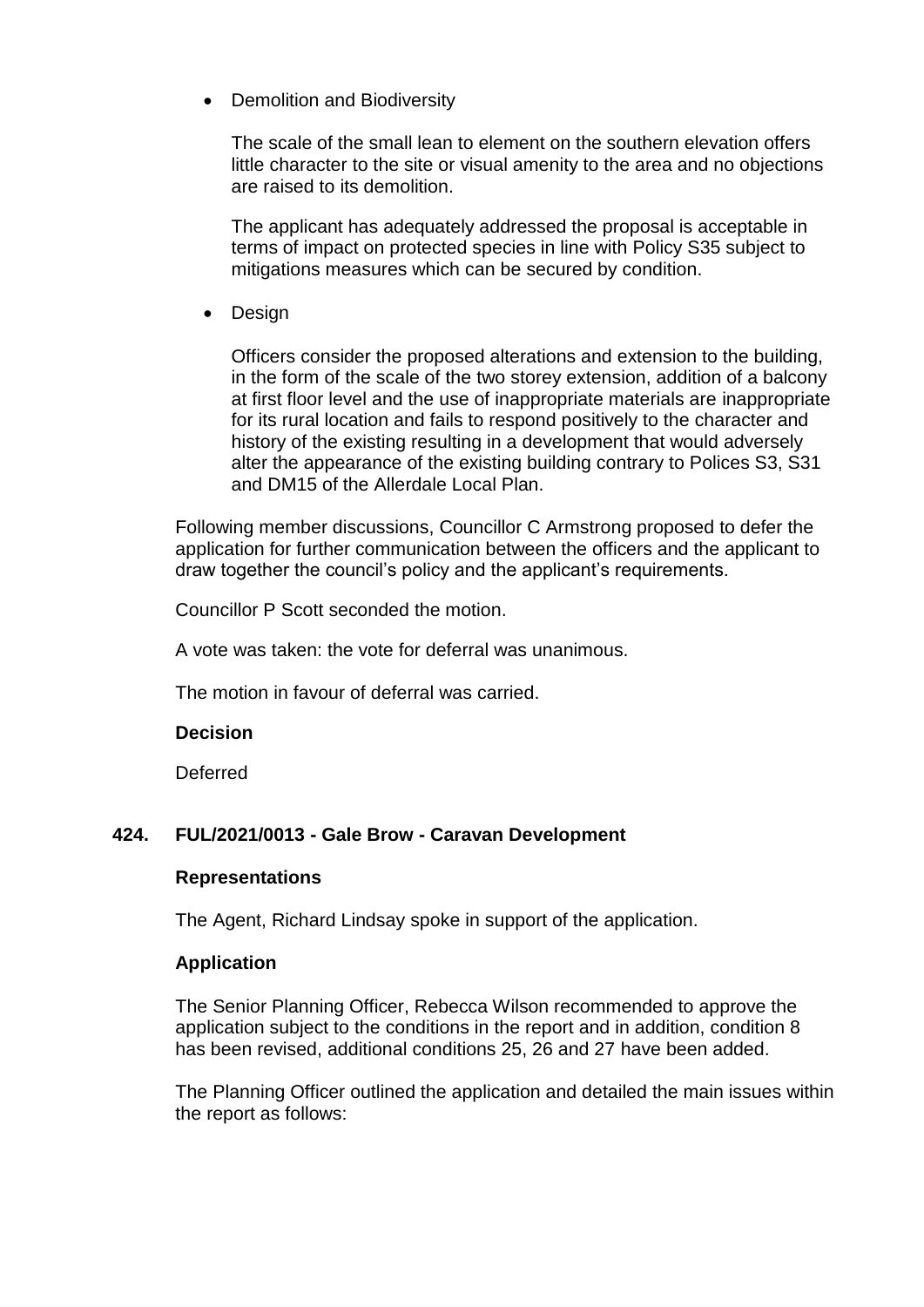- Demolition and Biodiversity

  The scale of the small lean to element on the southern elevation offers little character to the site or visual amenity to the area and no objections are raised to its demolition.

  The applicant has adequately addressed the proposal is acceptable in terms of impact on protected species in line with Policy S35 subject to mitigations measures which can be secured by condition.

- Design

  Officers consider the proposed alterations and extension to the building, in the form of the scale of the two storey extension, addition of a balcony at first floor level and the use of inappropriate materials are inappropriate for its rural location and fails to respond positively to the character and history of the existing resulting in a development that would adversely alter the appearance of the existing building contrary to Polices S3, S31 and DM15 of the Allerdale Local Plan.

Following member discussions, Councillor C Armstrong proposed to defer the application for further communication between the officers and the applicant to draw together the council's policy and the applicant's requirements.

Councillor P Scott seconded the motion.

A vote was taken: the vote for deferral was unanimous.

The motion in favour of deferral was carried.

**Decision**

Deferred

## 424. FUL/2021/0013 - Gale Brow - Caravan Development

**Representations**

The Agent, Richard Lindsay spoke in support of the application.

**Application**

The Senior Planning Officer, Rebecca Wilson recommended to approve the application subject to the conditions in the report and in addition, condition 8 has been revised, additional conditions 25, 26 and 27 have been added.

The Planning Officer outlined the application and detailed the main issues within the report as follows: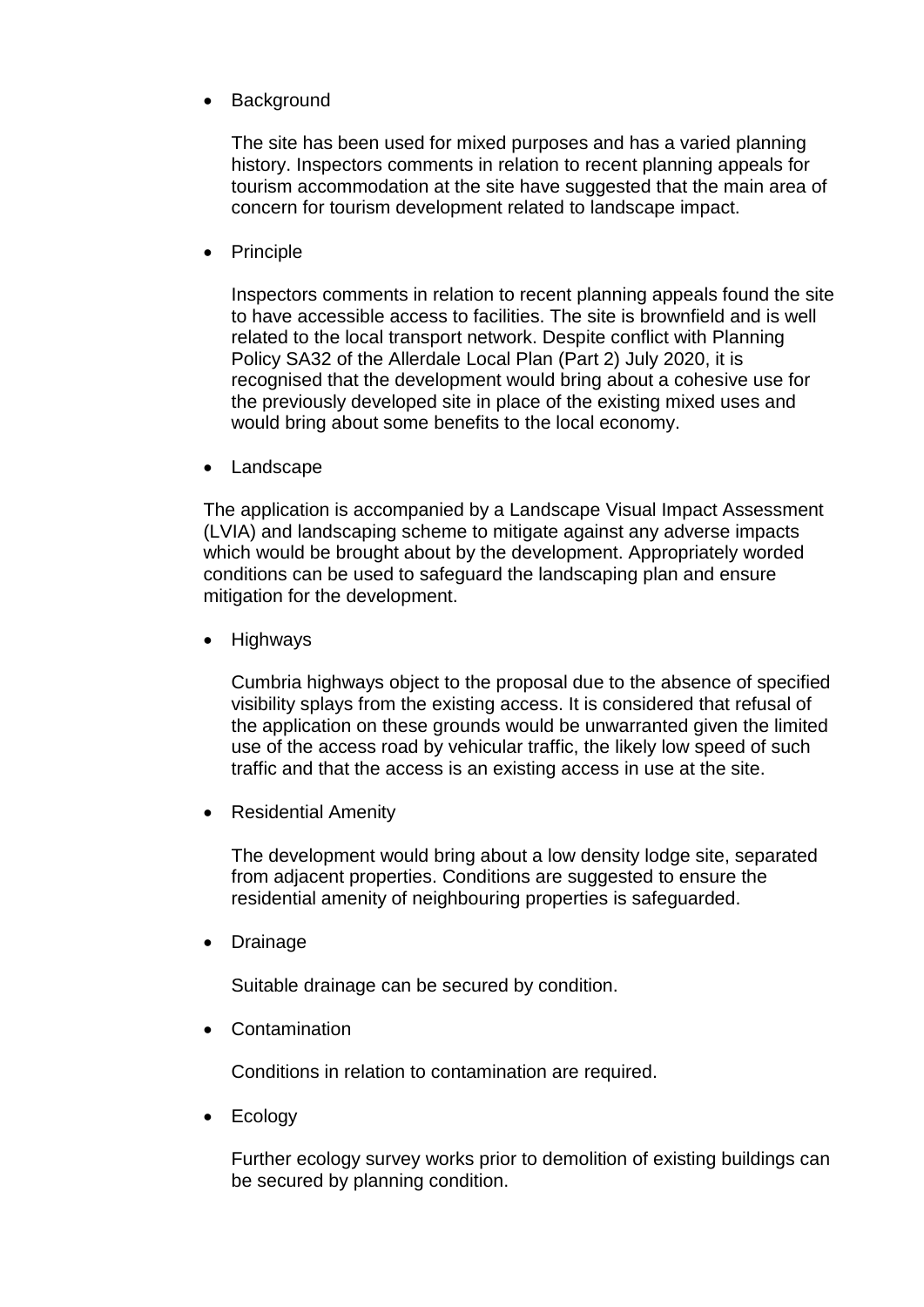- Background

  The site has been used for mixed purposes and has a varied planning history. Inspectors comments in relation to recent planning appeals for tourism accommodation at the site have suggested that the main area of concern for tourism development related to landscape impact.

- Principle

  Inspectors comments in relation to recent planning appeals found the site to have accessible access to facilities. The site is brownfield and is well related to the local transport network. Despite conflict with Planning Policy SA32 of the Allerdale Local Plan (Part 2) July 2020, it is recognised that the development would bring about a cohesive use for the previously developed site in place of the existing mixed uses and would bring about some benefits to the local economy.

- Landscape

The application is accompanied by a Landscape Visual Impact Assessment (LVIA) and landscaping scheme to mitigate against any adverse impacts which would be brought about by the development. Appropriately worded conditions can be used to safeguard the landscaping plan and ensure mitigation for the development.

- Highways

  Cumbria highways object to the proposal due to the absence of specified visibility splays from the existing access. It is considered that refusal of the application on these grounds would be unwarranted given the limited use of the access road by vehicular traffic, the likely low speed of such traffic and that the access is an existing access in use at the site.

- Residential Amenity

  The development would bring about a low density lodge site, separated from adjacent properties. Conditions are suggested to ensure the residential amenity of neighbouring properties is safeguarded.

- Drainage

  Suitable drainage can be secured by condition.

- Contamination

  Conditions in relation to contamination are required.

- Ecology

  Further ecology survey works prior to demolition of existing buildings can be secured by planning condition.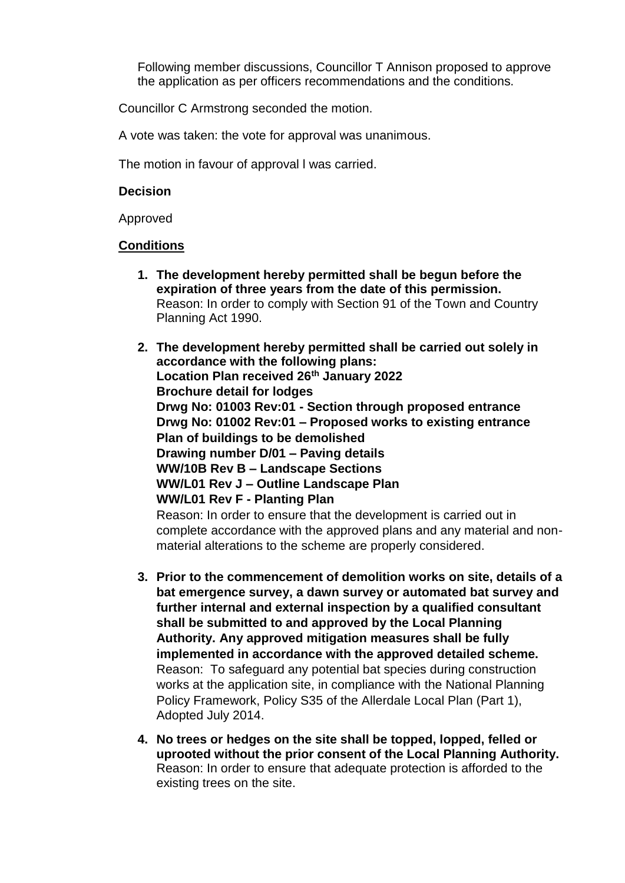Following member discussions, Councillor T Annison proposed to approve the application as per officers recommendations and the conditions.

Councillor C Armstrong seconded the motion.

A vote was taken: the vote for approval was unanimous.

The motion in favour of approval l was carried.

**Decision**

Approved

**Conditions**

1. **The development hereby permitted shall be begun before the expiration of three years from the date of this permission.**
   Reason: In order to comply with Section 91 of the Town and Country Planning Act 1990.

2. **The development hereby permitted shall be carried out solely in accordance with the following plans:**
   **Location Plan received 26th January 2022**
   **Brochure detail for lodges**
   **Drwg No: 01003 Rev:01 - Section through proposed entrance**
   **Drwg No: 01002 Rev:01 – Proposed works to existing entrance**
   **Plan of buildings to be demolished**
   **Drawing number D/01 – Paving details**
   **WW/10B Rev B – Landscape Sections**
   **WW/L01 Rev J – Outline Landscape Plan**
   **WW/L01 Rev F - Planting Plan**
   Reason: In order to ensure that the development is carried out in complete accordance with the approved plans and any material and non-material alterations to the scheme are properly considered.

3. **Prior to the commencement of demolition works on site, details of a bat emergence survey, a dawn survey or automated bat survey and further internal and external inspection by a qualified consultant shall be submitted to and approved by the Local Planning Authority. Any approved mitigation measures shall be fully implemented in accordance with the approved detailed scheme.**
   Reason: To safeguard any potential bat species during construction works at the application site, in compliance with the National Planning Policy Framework, Policy S35 of the Allerdale Local Plan (Part 1), Adopted July 2014.

4. **No trees or hedges on the site shall be topped, lopped, felled or uprooted without the prior consent of the Local Planning Authority.**
   Reason: In order to ensure that adequate protection is afforded to the existing trees on the site.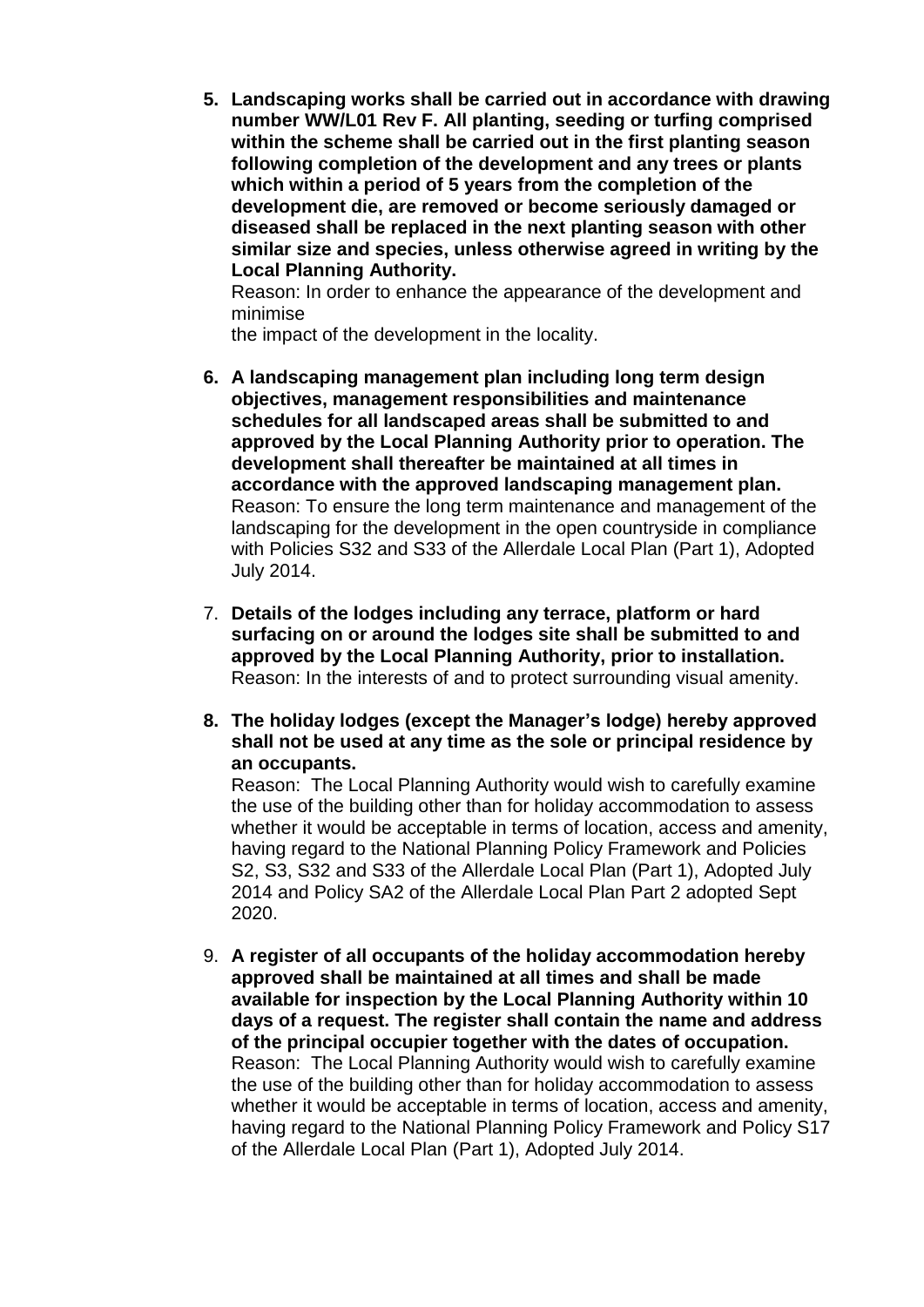5. **Landscaping works shall be carried out in accordance with drawing number WW/L01 Rev F. All planting, seeding or turfing comprised within the scheme shall be carried out in the first planting season following completion of the development and any trees or plants which within a period of 5 years from the completion of the development die, are removed or become seriously damaged or diseased shall be replaced in the next planting season with other similar size and species, unless otherwise agreed in writing by the Local Planning Authority.**
   Reason: In order to enhance the appearance of the development and minimise
   the impact of the development in the locality.

6. **A landscaping management plan including long term design objectives, management responsibilities and maintenance schedules for all landscaped areas shall be submitted to and approved by the Local Planning Authority prior to operation. The development shall thereafter be maintained at all times in accordance with the approved landscaping management plan.**
   Reason: To ensure the long term maintenance and management of the landscaping for the development in the open countryside in compliance with Policies S32 and S33 of the Allerdale Local Plan (Part 1), Adopted July 2014.

7. **Details of the lodges including any terrace, platform or hard surfacing on or around the lodges site shall be submitted to and approved by the Local Planning Authority, prior to installation.**
   Reason: In the interests of and to protect surrounding visual amenity.

8. **The holiday lodges (except the Manager's lodge) hereby approved shall not be used at any time as the sole or principal residence by an occupants.**
   Reason: The Local Planning Authority would wish to carefully examine the use of the building other than for holiday accommodation to assess whether it would be acceptable in terms of location, access and amenity, having regard to the National Planning Policy Framework and Policies S2, S3, S32 and S33 of the Allerdale Local Plan (Part 1), Adopted July 2014 and Policy SA2 of the Allerdale Local Plan Part 2 adopted Sept 2020.

9. **A register of all occupants of the holiday accommodation hereby approved shall be maintained at all times and shall be made available for inspection by the Local Planning Authority within 10 days of a request. The register shall contain the name and address of the principal occupier together with the dates of occupation.**
   Reason: The Local Planning Authority would wish to carefully examine the use of the building other than for holiday accommodation to assess whether it would be acceptable in terms of location, access and amenity, having regard to the National Planning Policy Framework and Policy S17 of the Allerdale Local Plan (Part 1), Adopted July 2014.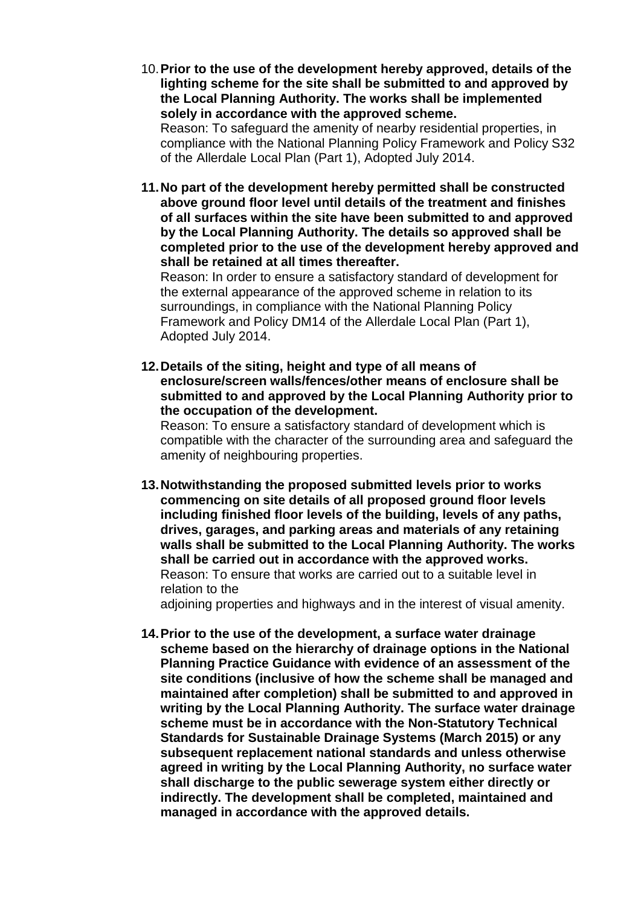10. **Prior to the use of the development hereby approved, details of the lighting scheme for the site shall be submitted to and approved by the Local Planning Authority. The works shall be implemented solely in accordance with the approved scheme.**
    Reason: To safeguard the amenity of nearby residential properties, in compliance with the National Planning Policy Framework and Policy S32 of the Allerdale Local Plan (Part 1), Adopted July 2014.

11. **No part of the development hereby permitted shall be constructed above ground floor level until details of the treatment and finishes of all surfaces within the site have been submitted to and approved by the Local Planning Authority. The details so approved shall be completed prior to the use of the development hereby approved and shall be retained at all times thereafter.**
    Reason: In order to ensure a satisfactory standard of development for the external appearance of the approved scheme in relation to its surroundings, in compliance with the National Planning Policy Framework and Policy DM14 of the Allerdale Local Plan (Part 1), Adopted July 2014.

12. **Details of the siting, height and type of all means of enclosure/screen walls/fences/other means of enclosure shall be submitted to and approved by the Local Planning Authority prior to the occupation of the development.**
    Reason: To ensure a satisfactory standard of development which is compatible with the character of the surrounding area and safeguard the amenity of neighbouring properties.

13. **Notwithstanding the proposed submitted levels prior to works commencing on site details of all proposed ground floor levels including finished floor levels of the building, levels of any paths, drives, garages, and parking areas and materials of any retaining walls shall be submitted to the Local Planning Authority. The works shall be carried out in accordance with the approved works.**
    Reason: To ensure that works are carried out to a suitable level in relation to the
    adjoining properties and highways and in the interest of visual amenity.

14. **Prior to the use of the development, a surface water drainage scheme based on the hierarchy of drainage options in the National Planning Practice Guidance with evidence of an assessment of the site conditions (inclusive of how the scheme shall be managed and maintained after completion) shall be submitted to and approved in writing by the Local Planning Authority. The surface water drainage scheme must be in accordance with the Non-Statutory Technical Standards for Sustainable Drainage Systems (March 2015) or any subsequent replacement national standards and unless otherwise agreed in writing by the Local Planning Authority, no surface water shall discharge to the public sewerage system either directly or indirectly. The development shall be completed, maintained and managed in accordance with the approved details.**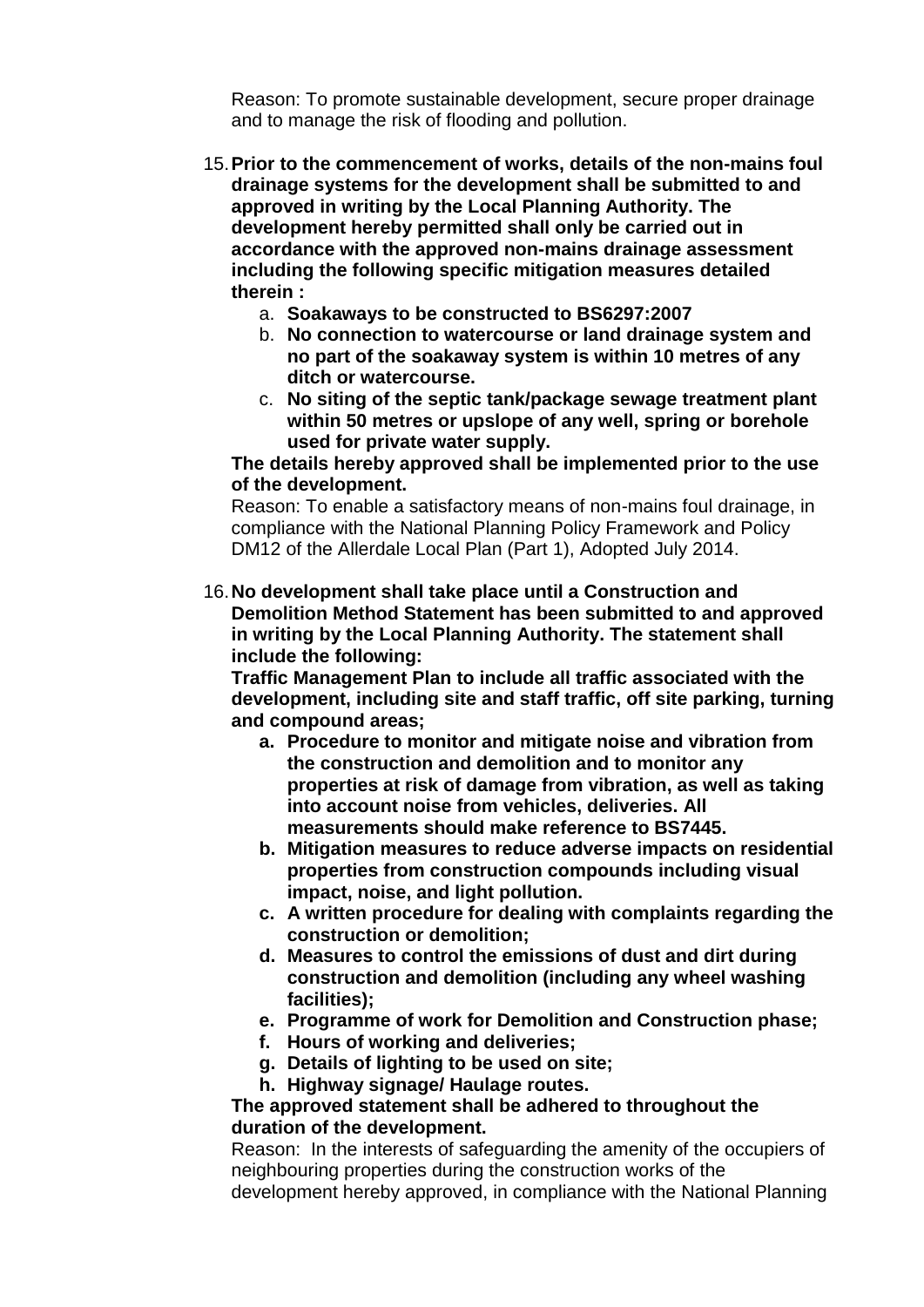Reason: To promote sustainable development, secure proper drainage and to manage the risk of flooding and pollution.

15. **Prior to the commencement of works, details of the non-mains foul drainage systems for the development shall be submitted to and approved in writing by the Local Planning Authority. The development hereby permitted shall only be carried out in accordance with the approved non-mains drainage assessment including the following specific mitigation measures detailed therein :**
    a. **Soakaways to be constructed to BS6297:2007**
    b. **No connection to watercourse or land drainage system and no part of the soakaway system is within 10 metres of any ditch or watercourse.**
    c. **No siting of the septic tank/package sewage treatment plant within 50 metres or upslope of any well, spring or borehole used for private water supply.**

    **The details hereby approved shall be implemented prior to the use of the development.**

    Reason: To enable a satisfactory means of non-mains foul drainage, in compliance with the National Planning Policy Framework and Policy DM12 of the Allerdale Local Plan (Part 1), Adopted July 2014.

16. **No development shall take place until a Construction and Demolition Method Statement has been submitted to and approved in writing by the Local Planning Authority. The statement shall include the following:**

    **Traffic Management Plan to include all traffic associated with the development, including site and staff traffic, off site parking, turning and compound areas;**
    a. **Procedure to monitor and mitigate noise and vibration from the construction and demolition and to monitor any properties at risk of damage from vibration, as well as taking into account noise from vehicles, deliveries. All measurements should make reference to BS7445.**
    b. **Mitigation measures to reduce adverse impacts on residential properties from construction compounds including visual impact, noise, and light pollution.**
    c. **A written procedure for dealing with complaints regarding the construction or demolition;**
    d. **Measures to control the emissions of dust and dirt during construction and demolition (including any wheel washing facilities);**
    e. **Programme of work for Demolition and Construction phase;**
    f. **Hours of working and deliveries;**
    g. **Details of lighting to be used on site;**
    h. **Highway signage/ Haulage routes.**

    **The approved statement shall be adhered to throughout the duration of the development.**

    Reason: In the interests of safeguarding the amenity of the occupiers of neighbouring properties during the construction works of the development hereby approved, in compliance with the National Planning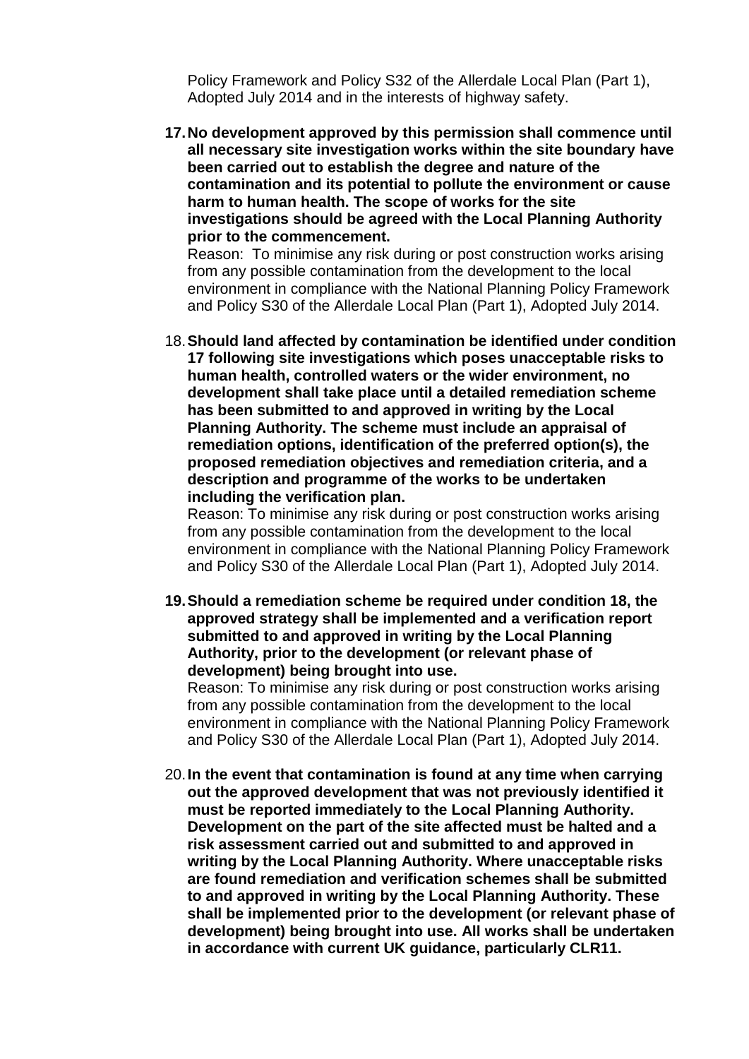Policy Framework and Policy S32 of the Allerdale Local Plan (Part 1), Adopted July 2014 and in the interests of highway safety.

17. **No development approved by this permission shall commence until all necessary site investigation works within the site boundary have been carried out to establish the degree and nature of the contamination and its potential to pollute the environment or cause harm to human health. The scope of works for the site investigations should be agreed with the Local Planning Authority prior to the commencement.**
 Reason: To minimise any risk during or post construction works arising from any possible contamination from the development to the local environment in compliance with the National Planning Policy Framework and Policy S30 of the Allerdale Local Plan (Part 1), Adopted July 2014.

18. **Should land affected by contamination be identified under condition 17 following site investigations which poses unacceptable risks to human health, controlled waters or the wider environment, no development shall take place until a detailed remediation scheme has been submitted to and approved in writing by the Local Planning Authority. The scheme must include an appraisal of remediation options, identification of the preferred option(s), the proposed remediation objectives and remediation criteria, and a description and programme of the works to be undertaken including the verification plan.**
 Reason: To minimise any risk during or post construction works arising from any possible contamination from the development to the local environment in compliance with the National Planning Policy Framework and Policy S30 of the Allerdale Local Plan (Part 1), Adopted July 2014.

19. **Should a remediation scheme be required under condition 18, the approved strategy shall be implemented and a verification report submitted to and approved in writing by the Local Planning Authority, prior to the development (or relevant phase of development) being brought into use.**
 Reason: To minimise any risk during or post construction works arising from any possible contamination from the development to the local environment in compliance with the National Planning Policy Framework and Policy S30 of the Allerdale Local Plan (Part 1), Adopted July 2014.

20. **In the event that contamination is found at any time when carrying out the approved development that was not previously identified it must be reported immediately to the Local Planning Authority. Development on the part of the site affected must be halted and a risk assessment carried out and submitted to and approved in writing by the Local Planning Authority. Where unacceptable risks are found remediation and verification schemes shall be submitted to and approved in writing by the Local Planning Authority. These shall be implemented prior to the development (or relevant phase of development) being brought into use. All works shall be undertaken in accordance with current UK guidance, particularly CLR11.**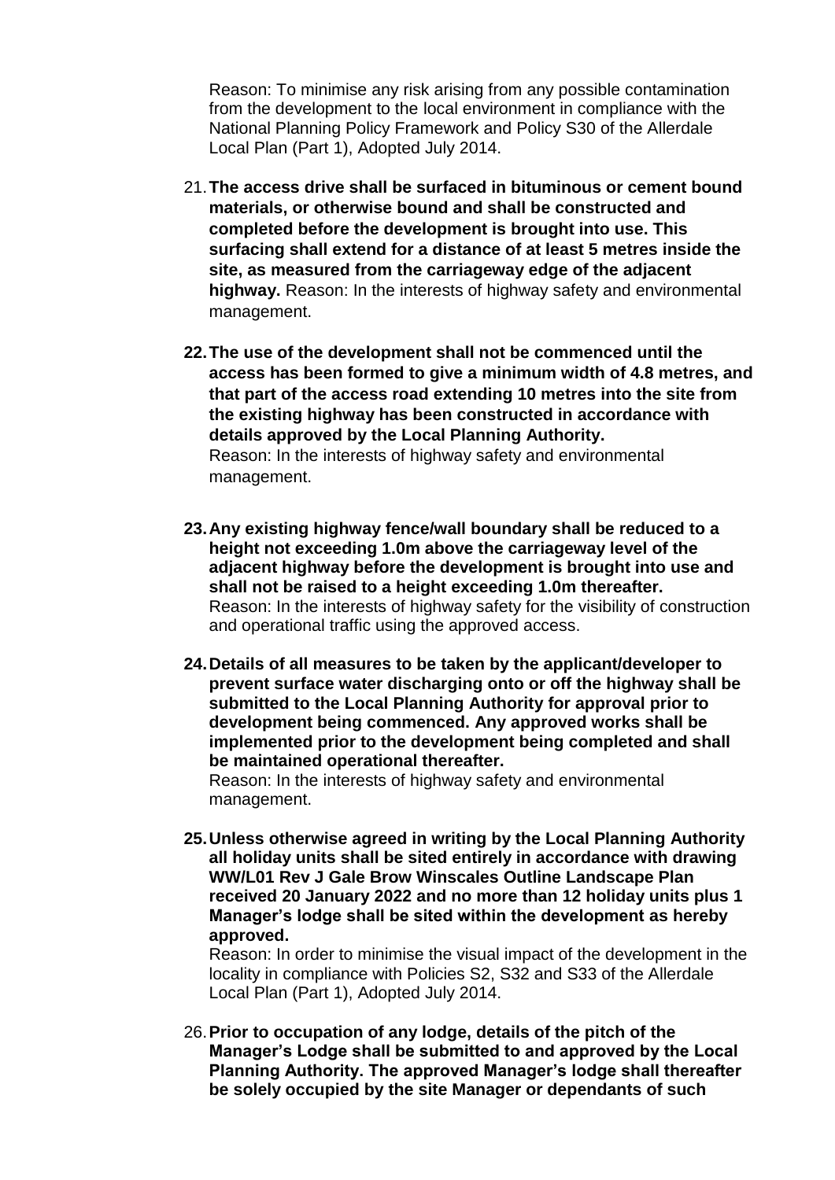Reason: To minimise any risk arising from any possible contamination from the development to the local environment in compliance with the National Planning Policy Framework and Policy S30 of the Allerdale Local Plan (Part 1), Adopted July 2014.

21. **The access drive shall be surfaced in bituminous or cement bound materials, or otherwise bound and shall be constructed and completed before the development is brought into use. This surfacing shall extend for a distance of at least 5 metres inside the site, as measured from the carriageway edge of the adjacent highway.** Reason: In the interests of highway safety and environmental management.

22. **The use of the development shall not be commenced until the access has been formed to give a minimum width of 4.8 metres, and that part of the access road extending 10 metres into the site from the existing highway has been constructed in accordance with details approved by the Local Planning Authority.**
Reason: In the interests of highway safety and environmental management.

23. **Any existing highway fence/wall boundary shall be reduced to a height not exceeding 1.0m above the carriageway level of the adjacent highway before the development is brought into use and shall not be raised to a height exceeding 1.0m thereafter.**
Reason: In the interests of highway safety for the visibility of construction and operational traffic using the approved access.

24. **Details of all measures to be taken by the applicant/developer to prevent surface water discharging onto or off the highway shall be submitted to the Local Planning Authority for approval prior to development being commenced. Any approved works shall be implemented prior to the development being completed and shall be maintained operational thereafter.**
Reason: In the interests of highway safety and environmental management.

25. **Unless otherwise agreed in writing by the Local Planning Authority all holiday units shall be sited entirely in accordance with drawing WW/L01 Rev J Gale Brow Winscales Outline Landscape Plan received 20 January 2022 and no more than 12 holiday units plus 1 Manager's lodge shall be sited within the development as hereby approved.**
Reason: In order to minimise the visual impact of the development in the locality in compliance with Policies S2, S32 and S33 of the Allerdale Local Plan (Part 1), Adopted July 2014.

26. **Prior to occupation of any lodge, details of the pitch of the Manager's Lodge shall be submitted to and approved by the Local Planning Authority. The approved Manager's lodge shall thereafter be solely occupied by the site Manager or dependants of such**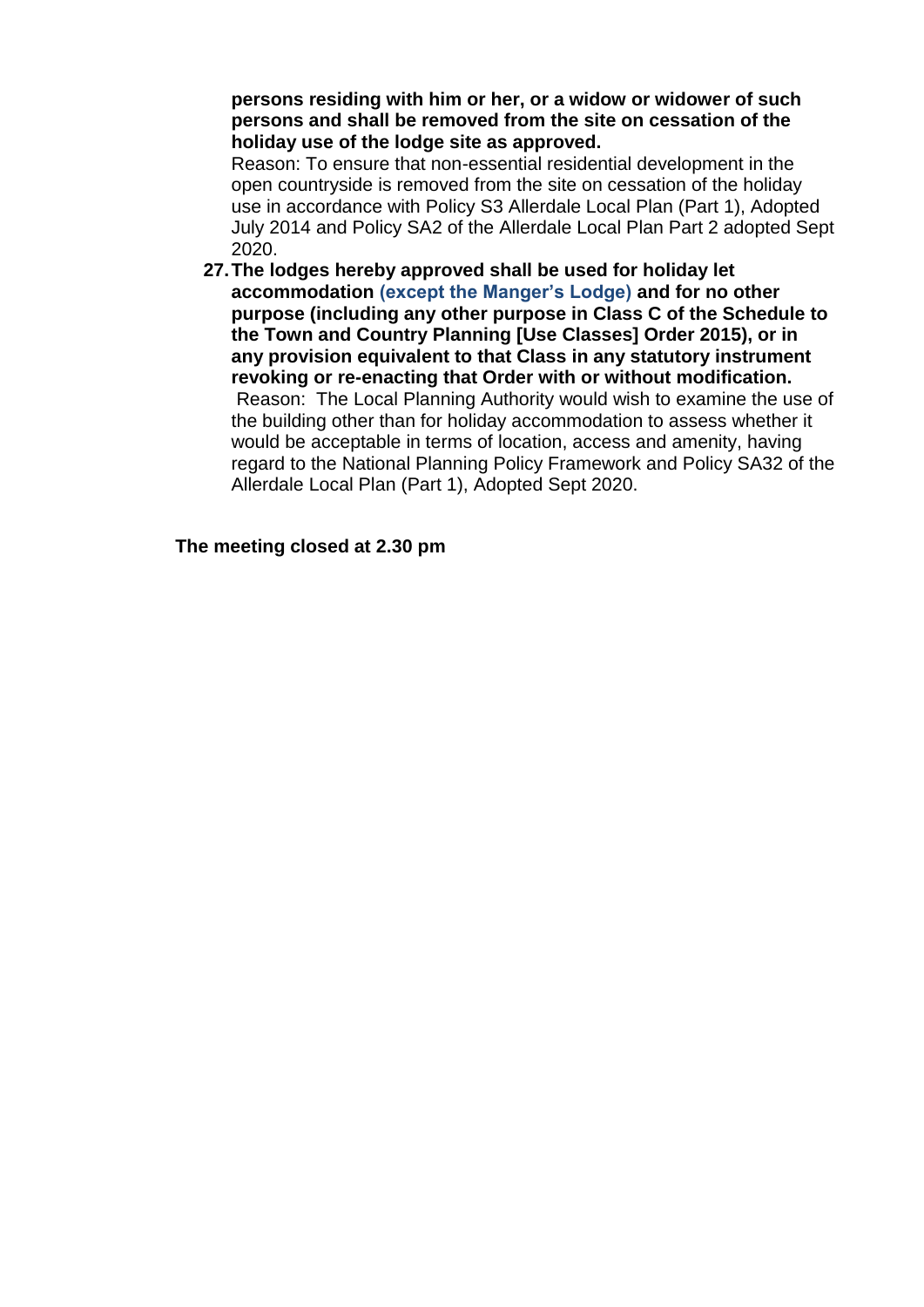**persons residing with him or her, or a widow or widower of such persons and shall be removed from the site on cessation of the holiday use of the lodge site as approved.**

Reason: To ensure that non-essential residential development in the open countryside is removed from the site on cessation of the holiday use in accordance with Policy S3 Allerdale Local Plan (Part 1), Adopted July 2014 and Policy SA2 of the Allerdale Local Plan Part 2 adopted Sept 2020.

27. **The lodges hereby approved shall be used for holiday let accommodation (except the Manger's Lodge) and for no other purpose (including any other purpose in Class C of the Schedule to the Town and Country Planning [Use Classes] Order 2015), or in any provision equivalent to that Class in any statutory instrument revoking or re-enacting that Order with or without modification.**

    Reason: The Local Planning Authority would wish to examine the use of the building other than for holiday accommodation to assess whether it would be acceptable in terms of location, access and amenity, having regard to the National Planning Policy Framework and Policy SA32 of the Allerdale Local Plan (Part 1), Adopted Sept 2020.

**The meeting closed at 2.30 pm**